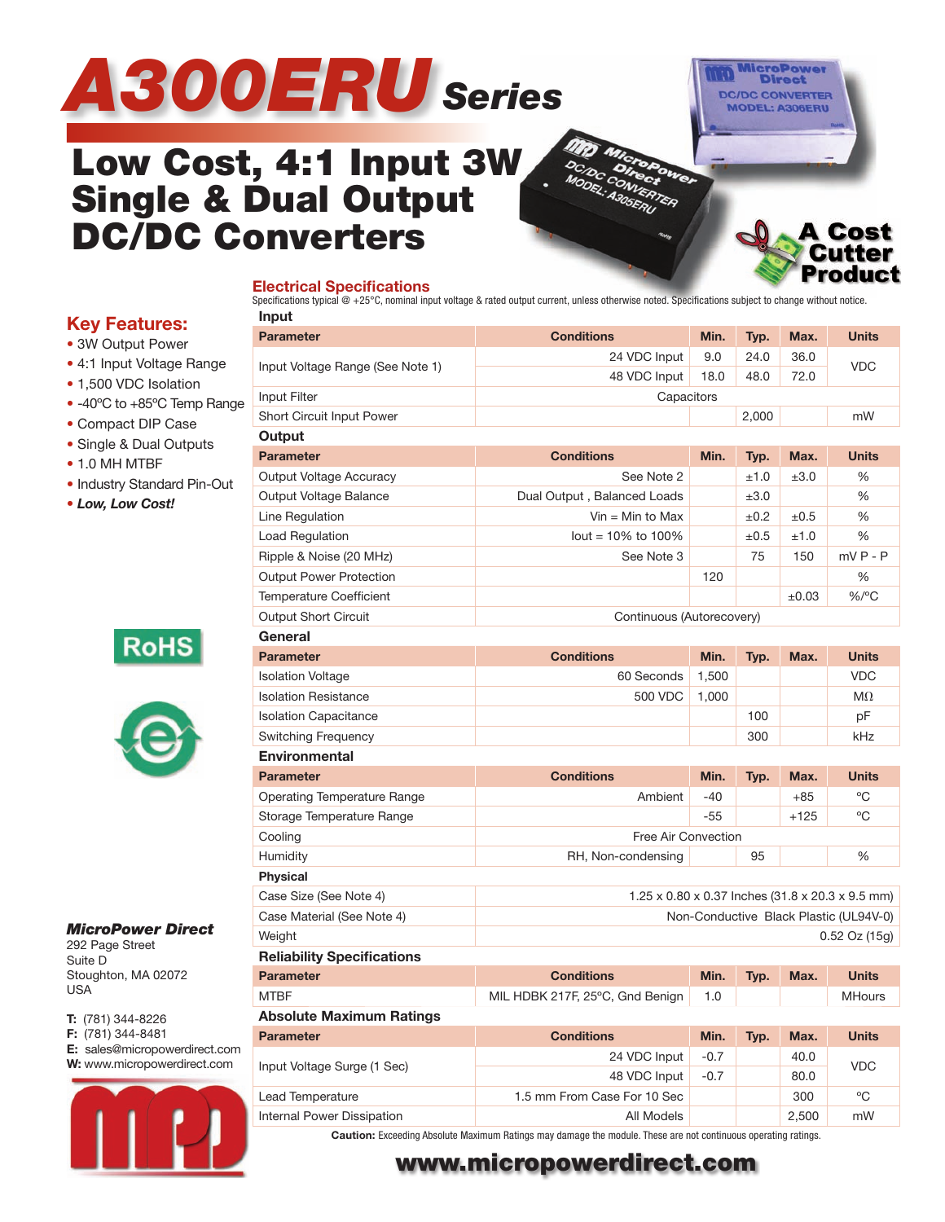# A300ERU Series

## Low Cost, 4:1 Input 3W Single & Dual Output DC/DC Converters

**A Cost Cutter Product**

## Key Features:

- 3W Output Power
- 4:1 Input Voltage Range
- 1,500 VDC Isolation
- -40ºC to +85ºC Temp Range
- Compact DIP Case
- Single & Dual Outputs
- 1.0 MH MTBF
- Industry Standard Pin-Out
- ***Low, Low Cost!***

RoHS

**MicroPower Direct**
292 Page Street
Suite D
Stoughton, MA 02072
USA

**T:** (781) 344-8226
**F:** (781) 344-8481
**E:** sales@micropowerdirect.com
**W:** www.micropowerdirect.com

## Electrical Specifications

Specifications typical @ +25°C, nominal input voltage & rated output current, unless otherwise noted. Specifications subject to change without notice.

### Input

| Parameter | Conditions | Min. | Typ. | Max. | Units |
|---|---|---|---|---|---|
| Input Voltage Range (See Note 1) | 24 VDC Input | 9.0 | 24.0 | 36.0 | VDC |
| | 48 VDC Input | 18.0 | 48.0 | 72.0 | |
| Input Filter | Capacitors | | | | |
| Short Circuit Input Power | | | 2,000 | | mW |

### Output

| Parameter | Conditions | Min. | Typ. | Max. | Units |
|---|---|---|---|---|---|
| Output Voltage Accuracy | See Note 2 | | ±1.0 | ±3.0 | % |
| Output Voltage Balance | Dual Output , Balanced Loads | | ±3.0 | | % |
| Line Regulation | Vin = Min to Max | | ±0.2 | ±0.5 | % |
| Load Regulation | Iout = 10% to 100% | | ±0.5 | ±1.0 | % |
| Ripple & Noise (20 MHz) | See Note 3 | | 75 | 150 | mV P - P |
| Output Power Protection | | 120 | | | % |
| Temperature Coefficient | | | | ±0.03 | %/ºC |
| Output Short Circuit | Continuous (Autorecovery) | | | | |

### General

| Parameter | Conditions | Min. | Typ. | Max. | Units |
|---|---|---|---|---|---|
| Isolation Voltage | 60 Seconds | 1,500 | | | VDC |
| Isolation Resistance | 500 VDC | 1,000 | | | MΩ |
| Isolation Capacitance | | | 100 | | pF |
| Switching Frequency | | | 300 | | kHz |

### Environmental

| Parameter | Conditions | Min. | Typ. | Max. | Units |
|---|---|---|---|---|---|
| Operating Temperature Range | Ambient | -40 | | +85 | ºC |
| Storage Temperature Range | | -55 | | +125 | ºC |
| Cooling | Free Air Convection | | | | |
| Humidity | RH, Non-condensing | | 95 | | % |

### Physical

| | |
|---|---|
| Case Size (See Note 4) | 1.25 x 0.80 x 0.37 Inches (31.8 x 20.3 x 9.5 mm) |
| Case Material (See Note 4) | Non-Conductive Black Plastic (UL94V-0) |
| Weight | 0.52 Oz (15g) |

### Reliability Specifications

| Parameter | Conditions | Min. | Typ. | Max. | Units |
|---|---|---|---|---|---|
| MTBF | MIL HDBK 217F, 25ºC, Gnd Benign | 1.0 | | | MHours |

### Absolute Maximum Ratings

| Parameter | Conditions | Min. | Typ. | Max. | Units |
|---|---|---|---|---|---|
| Input Voltage Surge (1 Sec) | 24 VDC Input | -0.7 | | 40.0 | VDC |
| | 48 VDC Input | -0.7 | | 80.0 | |
| Lead Temperature | 1.5 mm From Case For 10 Sec | | | 300 | ºC |
| Internal Power Dissipation | All Models | | | 2,500 | mW |

**Caution:** Exceeding Absolute Maximum Ratings may damage the module. These are not continuous operating ratings.

**www.micropowerdirect.com**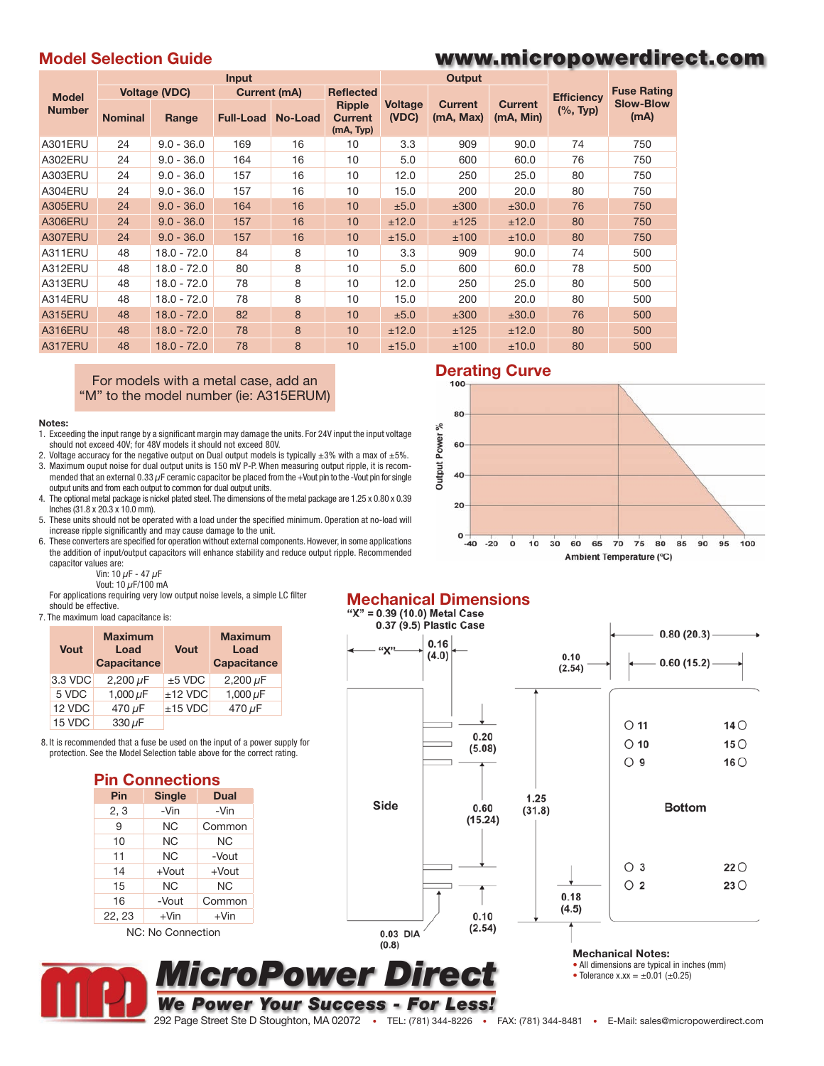www.micropowerdirect.com

## Model Selection Guide

| Model Number | Input | | | | | Output | | | Efficiency (%, Typ) | Fuse Rating Slow-Blow (mA) |
|---|---|---|---|---|---|---|---|---|---|---|
| | Voltage (VDC) | | Current (mA) | | Reflected Ripple Current (mA, Typ) | Voltage (VDC) | Current (mA, Max) | Current (mA, Min) | | |
| | Nominal | Range | Full-Load | No-Load | | | | | | |
| A301ERU | 24 | 9.0 - 36.0 | 169 | 16 | 10 | 3.3 | 909 | 90.0 | 74 | 750 |
| A302ERU | 24 | 9.0 - 36.0 | 164 | 16 | 10 | 5.0 | 600 | 60.0 | 76 | 750 |
| A303ERU | 24 | 9.0 - 36.0 | 157 | 16 | 10 | 12.0 | 250 | 25.0 | 80 | 750 |
| A304ERU | 24 | 9.0 - 36.0 | 157 | 16 | 10 | 15.0 | 200 | 20.0 | 80 | 750 |
| A305ERU | 24 | 9.0 - 36.0 | 164 | 16 | 10 | ±5.0 | ±300 | ±30.0 | 76 | 750 |
| A306ERU | 24 | 9.0 - 36.0 | 157 | 16 | 10 | ±12.0 | ±125 | ±12.0 | 80 | 750 |
| A307ERU | 24 | 9.0 - 36.0 | 157 | 16 | 10 | ±15.0 | ±100 | ±10.0 | 80 | 750 |
| A311ERU | 48 | 18.0 - 72.0 | 84 | 8 | 10 | 3.3 | 909 | 90.0 | 74 | 500 |
| A312ERU | 48 | 18.0 - 72.0 | 80 | 8 | 10 | 5.0 | 600 | 60.0 | 78 | 500 |
| A313ERU | 48 | 18.0 - 72.0 | 78 | 8 | 10 | 12.0 | 250 | 25.0 | 80 | 500 |
| A314ERU | 48 | 18.0 - 72.0 | 78 | 8 | 10 | 15.0 | 200 | 20.0 | 80 | 500 |
| A315ERU | 48 | 18.0 - 72.0 | 82 | 8 | 10 | ±5.0 | ±300 | ±30.0 | 76 | 500 |
| A316ERU | 48 | 18.0 - 72.0 | 78 | 8 | 10 | ±12.0 | ±125 | ±12.0 | 80 | 500 |
| A317ERU | 48 | 18.0 - 72.0 | 78 | 8 | 10 | ±15.0 | ±100 | ±10.0 | 80 | 500 |

For models with a metal case, add an "M" to the model number (ie: A315ERUM)

**Notes:**
1. Exceeding the input range by a significant margin may damage the units. For 24V input the input voltage should not exceed 40V; for 48V models it should not exceed 80V.
2. Voltage accuracy for the negative output on Dual output models is typically ±3% with a max of ±5%.
3. Maximum ouput noise for dual output units is 150 mV P-P. When measuring output ripple, it is recommended that an external 0.33 μF ceramic capacitor be placed from the +Vout pin to the -Vout pin for single output units and from each output to common for dual output units.
4. The optional metal package is nickel plated steel. The dimensions of the metal package are 1.25 x 0.80 x 0.39 Inches (31.8 x 20.3 x 10.0 mm).
5. These units should not be operated with a load under the specified minimum. Operation at no-load will increase ripple significantly and may cause damage to the unit.
6. These converters are specified for operation without external components. However, in some applications the addition of input/output capacitors will enhance stability and reduce output ripple. Recommended capacitor values are:
   Vin: 10 μF - 47 μF
   Vout: 10 μF/100 mA
   For applications requiring very low output noise levels, a simple LC filter should be effective.
7. The maximum load capacitance is:

| Vout | Maximum Load Capacitance | Vout | Maximum Load Capacitance |
|---|---|---|---|
| 3.3 VDC | 2,200 μF | ±5 VDC | 2,200 μF |
| 5 VDC | 1,000 μF | ±12 VDC | 1,000 μF |
| 12 VDC | 470 μF | ±15 VDC | 470 μF |
| 15 VDC | 330 μF | | |

8. It is recommended that a fuse be used on the input of a power supply for protection. See the Model Selection table above for the correct rating.

## Derating Curve

Output Power %
100
80
60
40
20
0
-40 -20 0 10 30 60 65 70 75 80 85 90 95 100
Ambient Temperature (℃)

## Pin Connections

| Pin | Single | Dual |
|---|---|---|
| 2, 3 | -Vin | -Vin |
| 9 | NC | Common |
| 10 | NC | NC |
| 11 | NC | -Vout |
| 14 | +Vout | +Vout |
| 15 | NC | NC |
| 16 | -Vout | Common |
| 22, 23 | +Vin | +Vin |

NC: No Connection

## Mechanical Dimensions

"X" = 0.39 (10.0) Metal Case
0.37 (9.5) Plastic Case

"X"
0.16 (4.0)
0.10 (2.54)
0.80 (20.3)
0.60 (15.2)
0.20 (5.08)
Side
0.60 (15.24)
1.25 (31.8)
Bottom
11 10 9 14 15 16
3 2 22 23
0.18 (4.5)
0.10 (2.54)
0.03 DIA (0.8)

**Mechanical Notes:**
- All dimensions are typical in inches (mm)
- Tolerance x.xx = ±0.01 (±0.25)

MicroPower Direct
We Power Your Success - For Less!
292 Page Street Ste D Stoughton, MA 02072 • TEL: (781) 344-8226 • FAX: (781) 344-8481 • E-Mail: sales@micropowerdirect.com